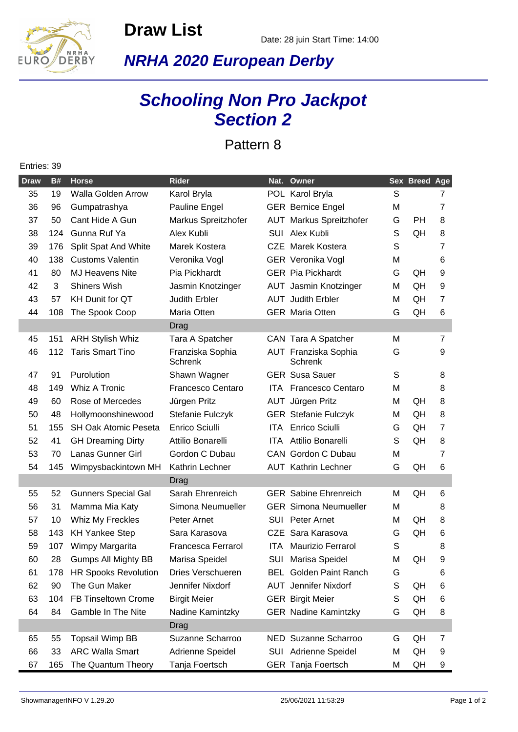# Draw List

Date: 28 juin Start Time: 14:00

## *NRHA 2020 European Derby*

## *Schooling Non Pro Jackpot Section 2*

### Pattern 8

Entries: 39

| Draw | B# | Horse | Rider | Nat. | Owner | Sex | Breed | Age |
|---|---|---|---|---|---|---|---|---|
| 35 | 19 | Walla Golden Arrow | Karol Bryla | POL | Karol Bryla | S | | 7 |
| 36 | 96 | Gumpatrashya | Pauline Engel | GER | Bernice Engel | M | | 7 |
| 37 | 50 | Cant Hide A Gun | Markus Spreitzhofer | AUT | Markus Spreitzhofer | G | PH | 8 |
| 38 | 124 | Gunna Ruf Ya | Alex Kubli | SUI | Alex Kubli | S | QH | 8 |
| 39 | 176 | Split Spat And White | Marek Kostera | CZE | Marek Kostera | S | | 7 |
| 40 | 138 | Customs Valentin | Veronika Vogl | GER | Veronika Vogl | M | | 6 |
| 41 | 80 | MJ Heavens Nite | Pia Pickhardt | GER | Pia Pickhardt | G | QH | 9 |
| 42 | 3 | Shiners Wish | Jasmin Knotzinger | AUT | Jasmin Knotzinger | M | QH | 9 |
| 43 | 57 | KH Dunit for QT | Judith Erbler | AUT | Judith Erbler | M | QH | 7 |
| 44 | 108 | The Spook Coop | Maria Otten | GER | Maria Otten | G | QH | 6 |
| | | | Drag | | | | | |
| 45 | 151 | ARH Stylish Whiz | Tara A Spatcher | CAN | Tara A Spatcher | M | | 7 |
| 46 | 112 | Taris Smart Tino | Franziska Sophia Schrenk | AUT | Franziska Sophia Schrenk | G | | 9 |
| 47 | 91 | Purolution | Shawn Wagner | GER | Susa Sauer | S | | 8 |
| 48 | 149 | Whiz A Tronic | Francesco Centaro | ITA | Francesco Centaro | M | | 8 |
| 49 | 60 | Rose of Mercedes | Jürgen Pritz | AUT | Jürgen Pritz | M | QH | 8 |
| 50 | 48 | Hollymoonshinewood | Stefanie Fulczyk | GER | Stefanie Fulczyk | M | QH | 8 |
| 51 | 155 | SH Oak Atomic Peseta | Enrico Sciulli | ITA | Enrico Sciulli | G | QH | 7 |
| 52 | 41 | GH Dreaming Dirty | Attilio Bonarelli | ITA | Attilio Bonarelli | S | QH | 8 |
| 53 | 70 | Lanas Gunner Girl | Gordon C Dubau | CAN | Gordon C Dubau | M | | 7 |
| 54 | 145 | Wimpysbackintown MH | Kathrin Lechner | AUT | Kathrin Lechner | G | QH | 6 |
| | | | Drag | | | | | |
| 55 | 52 | Gunners Special Gal | Sarah Ehrenreich | GER | Sabine Ehrenreich | M | QH | 6 |
| 56 | 31 | Mamma Mia Katy | Simona Neumueller | GER | Simona Neumueller | M | | 8 |
| 57 | 10 | Whiz My Freckles | Peter Arnet | SUI | Peter Arnet | M | QH | 8 |
| 58 | 143 | KH Yankee Step | Sara Karasova | CZE | Sara Karasova | G | QH | 6 |
| 59 | 107 | Wimpy Margarita | Francesca Ferrarol | ITA | Maurizio Ferrarol | S | | 8 |
| 60 | 28 | Gumps All Mighty BB | Marisa Speidel | SUI | Marisa Speidel | M | QH | 9 |
| 61 | 178 | HR Spooks Revolution | Dries Verschueren | BEL | Golden Paint Ranch | G | | 6 |
| 62 | 90 | The Gun Maker | Jennifer Nixdorf | AUT | Jennifer Nixdorf | S | QH | 6 |
| 63 | 104 | FB Tinseltown Crome | Birgit Meier | GER | Birgit Meier | S | QH | 6 |
| 64 | 84 | Gamble In The Nite | Nadine Kamintzky | GER | Nadine Kamintzky | G | QH | 8 |
| | | | Drag | | | | | |
| 65 | 55 | Topsail Wimp BB | Suzanne Scharroo | NED | Suzanne Scharroo | G | QH | 7 |
| 66 | 33 | ARC Walla Smart | Adrienne Speidel | SUI | Adrienne Speidel | M | QH | 9 |
| 67 | 165 | The Quantum Theory | Tanja Foertsch | GER | Tanja Foertsch | M | QH | 9 |

ShowmanagerINFO V 1.29.20 25/06/2021 11:53:29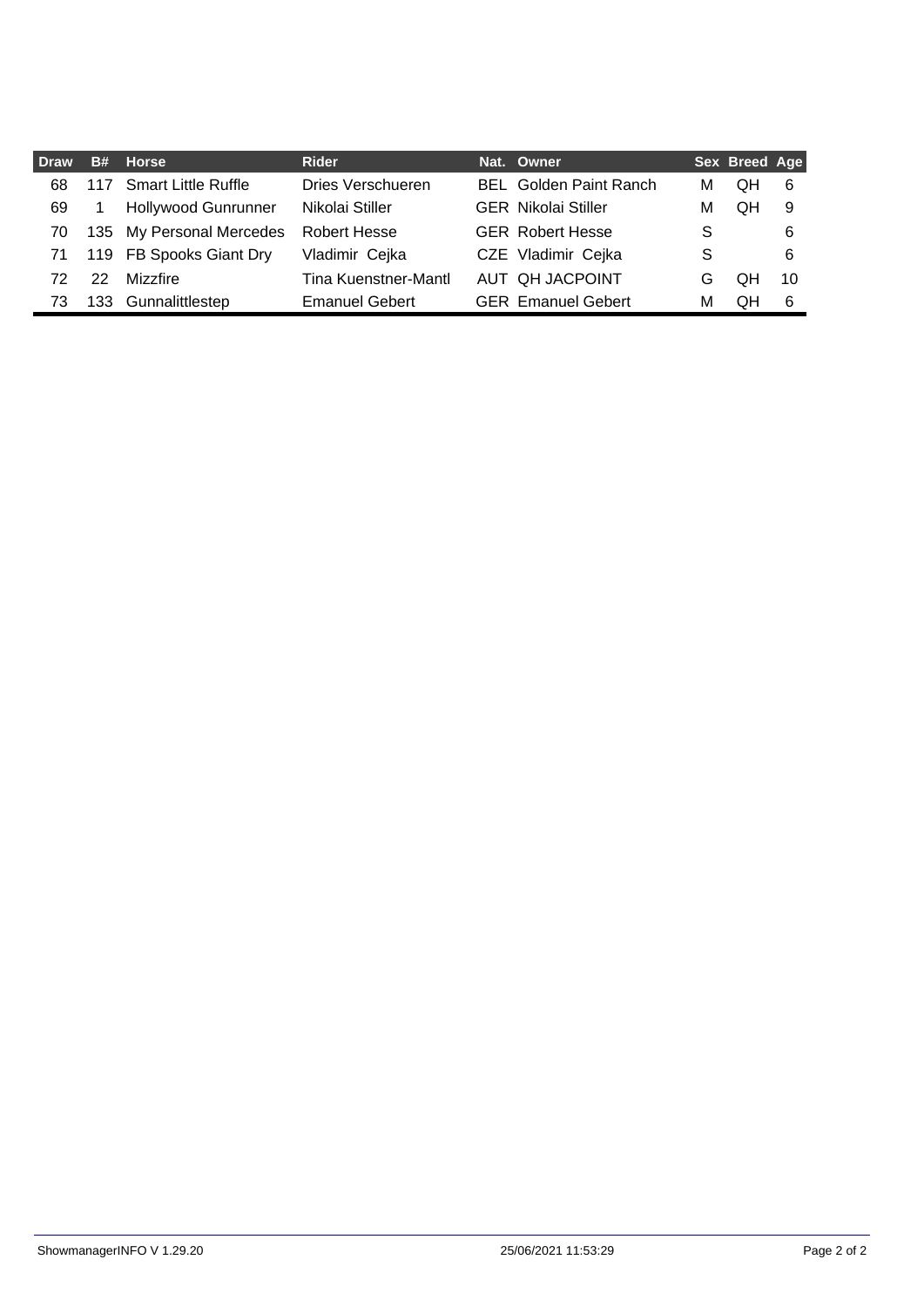| Draw | B# | Horse | Rider | Nat. | Owner | Sex | Breed | Age |
|---|---|---|---|---|---|---|---|---|
| 68 | 117 | Smart Little Ruffle | Dries Verschueren | BEL | Golden Paint Ranch | M | QH | 6 |
| 69 | 1 | Hollywood Gunrunner | Nikolai Stiller | GER | Nikolai Stiller | M | QH | 9 |
| 70 | 135 | My Personal Mercedes | Robert Hesse | GER | Robert Hesse | S | | 6 |
| 71 | 119 | FB Spooks Giant Dry | Vladimir Cejka | CZE | Vladimir Cejka | S | | 6 |
| 72 | 22 | Mizzfire | Tina Kuenstner-Mantl | AUT | QH JACPOINT | G | QH | 10 |
| 73 | 133 | Gunnalittlestep | Emanuel Gebert | GER | Emanuel Gebert | M | QH | 6 |

ShowmanagerINFO V 1.29.20 25/06/2021 11:53:29